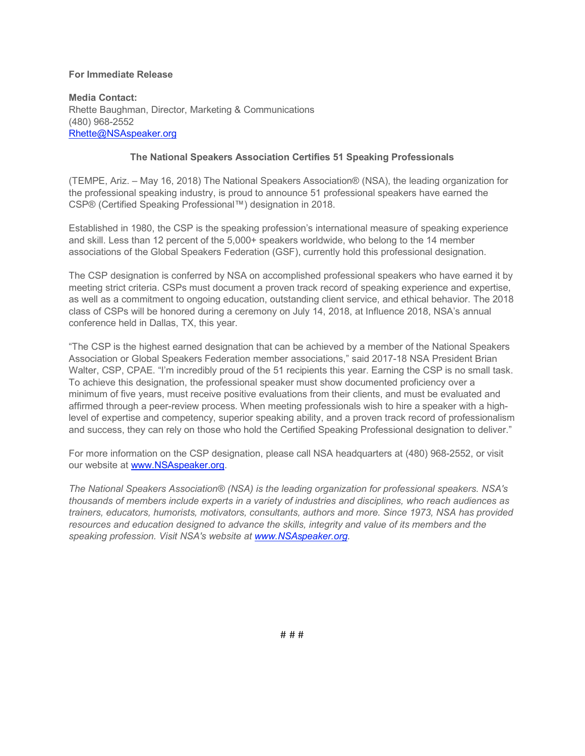**For Immediate Release**

**Media Contact:**
Rhette Baughman, Director, Marketing & Communications
(480) 968-2552
Rhette@NSAspeaker.org

**The National Speakers Association Certifies 51 Speaking Professionals**

(TEMPE, Ariz. – May 16, 2018) The National Speakers Association® (NSA), the leading organization for the professional speaking industry, is proud to announce 51 professional speakers have earned the CSP® (Certified Speaking Professional™) designation in 2018.

Established in 1980, the CSP is the speaking profession's international measure of speaking experience and skill. Less than 12 percent of the 5,000+ speakers worldwide, who belong to the 14 member associations of the Global Speakers Federation (GSF), currently hold this professional designation.

The CSP designation is conferred by NSA on accomplished professional speakers who have earned it by meeting strict criteria. CSPs must document a proven track record of speaking experience and expertise, as well as a commitment to ongoing education, outstanding client service, and ethical behavior. The 2018 class of CSPs will be honored during a ceremony on July 14, 2018, at Influence 2018, NSA's annual conference held in Dallas, TX, this year.

"The CSP is the highest earned designation that can be achieved by a member of the National Speakers Association or Global Speakers Federation member associations," said 2017-18 NSA President Brian Walter, CSP, CPAE. "I'm incredibly proud of the 51 recipients this year. Earning the CSP is no small task. To achieve this designation, the professional speaker must show documented proficiency over a minimum of five years, must receive positive evaluations from their clients, and must be evaluated and affirmed through a peer-review process. When meeting professionals wish to hire a speaker with a high-level of expertise and competency, superior speaking ability, and a proven track record of professionalism and success, they can rely on those who hold the Certified Speaking Professional designation to deliver."

For more information on the CSP designation, please call NSA headquarters at (480) 968-2552, or visit our website at www.NSAspeaker.org.

*The National Speakers Association® (NSA) is the leading organization for professional speakers. NSA's thousands of members include experts in a variety of industries and disciplines, who reach audiences as trainers, educators, humorists, motivators, consultants, authors and more. Since 1973, NSA has provided resources and education designed to advance the skills, integrity and value of its members and the speaking profession. Visit NSA's website at www.NSAspeaker.org.*

# # #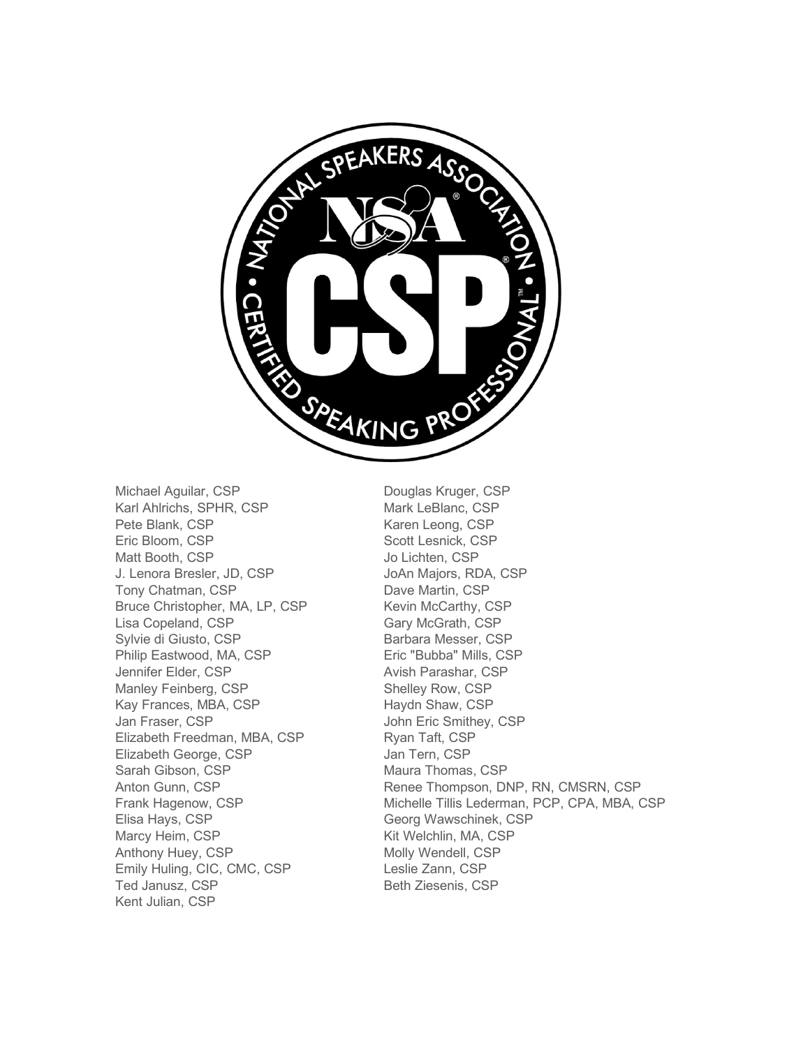Michael Aguilar, CSP
Karl Ahlrichs, SPHR, CSP
Pete Blank, CSP
Eric Bloom, CSP
Matt Booth, CSP
J. Lenora Bresler, JD, CSP
Tony Chatman, CSP
Bruce Christopher, MA, LP, CSP
Lisa Copeland, CSP
Sylvie di Giusto, CSP
Philip Eastwood, MA, CSP
Jennifer Elder, CSP
Manley Feinberg, CSP
Kay Frances, MBA, CSP
Jan Fraser, CSP
Elizabeth Freedman, MBA, CSP
Elizabeth George, CSP
Sarah Gibson, CSP
Anton Gunn, CSP
Frank Hagenow, CSP
Elisa Hays, CSP
Marcy Heim, CSP
Anthony Huey, CSP
Emily Huling, CIC, CMC, CSP
Ted Janusz, CSP
Kent Julian, CSP
Douglas Kruger, CSP
Mark LeBlanc, CSP
Karen Leong, CSP
Scott Lesnick, CSP
Jo Lichten, CSP
JoAn Majors, RDA, CSP
Dave Martin, CSP
Kevin McCarthy, CSP
Gary McGrath, CSP
Barbara Messer, CSP
Eric "Bubba" Mills, CSP
Avish Parashar, CSP
Shelley Row, CSP
Haydn Shaw, CSP
John Eric Smithey, CSP
Ryan Taft, CSP
Jan Tern, CSP
Maura Thomas, CSP
Renee Thompson, DNP, RN, CMSRN, CSP
Michelle Tillis Lederman, PCP, CPA, MBA, CSP
Georg Wawschinek, CSP
Kit Welchlin, MA, CSP
Molly Wendell, CSP
Leslie Zann, CSP
Beth Ziesenis, CSP